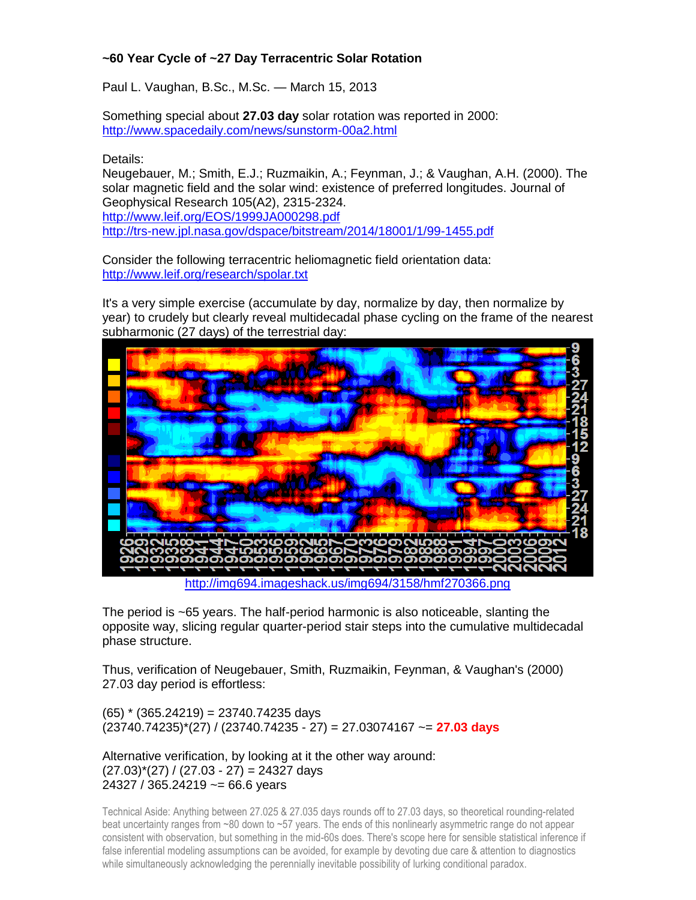### ~60 Year Cycle of ~27 Day Terracentric Solar Rotation

Paul L. Vaughan, B.Sc., M.Sc. — March 15, 2013

Something special about **27.03 day** solar rotation was reported in 2000:
http://www.spacedaily.com/news/sunstorm-00a2.html

Details:
Neugebauer, M.; Smith, E.J.; Ruzmaikin, A.; Feynman, J.; & Vaughan, A.H. (2000). The solar magnetic field and the solar wind: existence of preferred longitudes. Journal of Geophysical Research 105(A2), 2315-2324.
http://www.leif.org/EOS/1999JA000298.pdf
http://trs-new.jpl.nasa.gov/dspace/bitstream/2014/18001/1/99-1455.pdf

Consider the following terracentric heliomagnetic field orientation data:
http://www.leif.org/research/spolar.txt

It's a very simple exercise (accumulate by day, normalize by day, then normalize by year) to crudely but clearly reveal multidecadal phase cycling on the frame of the nearest subharmonic (27 days) of the terrestrial day:

http://img694.imageshack.us/img694/3158/hmf270366.png

The period is ~65 years. The half-period harmonic is also noticeable, slanting the opposite way, slicing regular quarter-period stair steps into the cumulative multidecadal phase structure.

Thus, verification of Neugebauer, Smith, Ruzmaikin, Feynman, & Vaughan's (2000) 27.03 day period is effortless:

(65) * (365.24219) = 23740.74235 days
(23740.74235)*(27) / (23740.74235 - 27) = 27.03074167 ~= **27.03 days**

Alternative verification, by looking at it the other way around:
(27.03)*(27) / (27.03 - 27) = 24327 days
24327 / 365.24219 ~= 66.6 years

Technical Aside: Anything between 27.025 & 27.035 days rounds off to 27.03 days, so theoretical rounding-related beat uncertainty ranges from ~80 down to ~57 years. The ends of this nonlinearly asymmetric range do not appear consistent with observation, but something in the mid-60s does. There's scope here for sensible statistical inference if false inferential modeling assumptions can be avoided, for example by devoting due care & attention to diagnostics while simultaneously acknowledging the perennially inevitable possibility of lurking conditional paradox.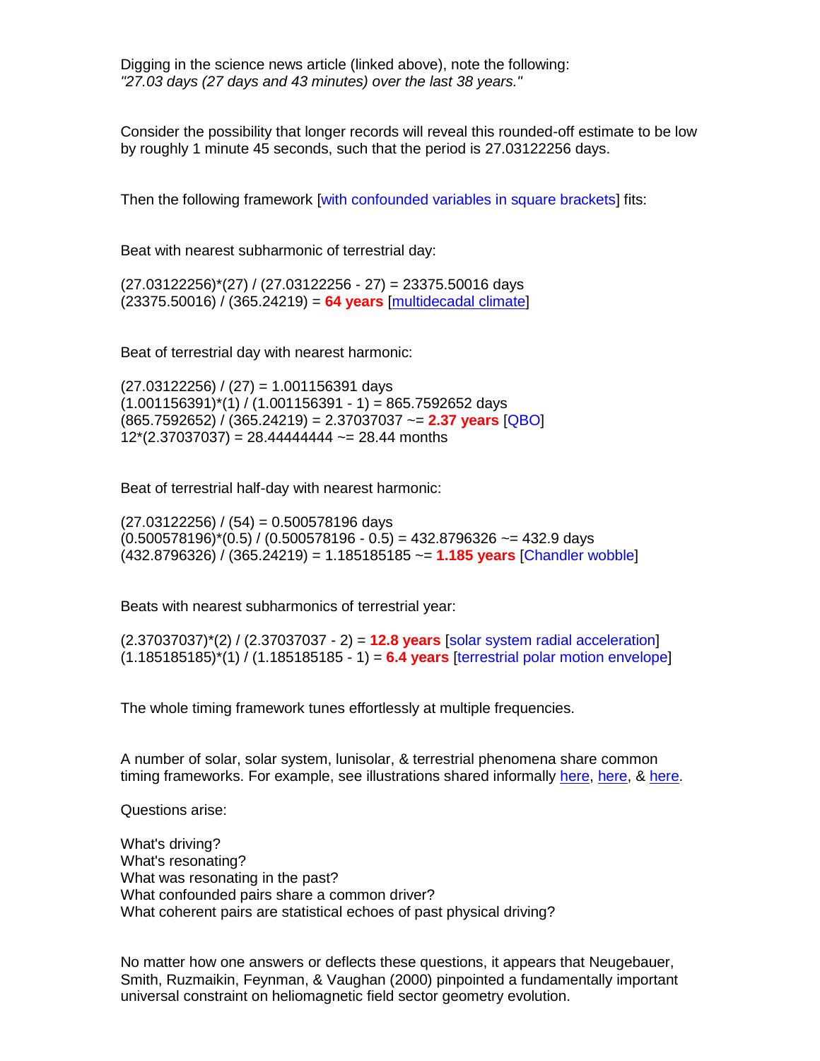Digging in the science news article (linked above), note the following:
*"27.03 days (27 days and 43 minutes) over the last 38 years."*

Consider the possibility that longer records will reveal this rounded-off estimate to be low by roughly 1 minute 45 seconds, such that the period is 27.03122256 days.

Then the following framework [with confounded variables in square brackets] fits:

Beat with nearest subharmonic of terrestrial day:

(27.03122256)*(27) / (27.03122256 - 27) = 23375.50016 days
(23375.50016) / (365.24219) = **64 years** [multidecadal climate]

Beat of terrestrial day with nearest harmonic:

(27.03122256) / (27) = 1.001156391 days
(1.001156391)*(1) / (1.001156391 - 1) = 865.7592652 days
(865.7592652) / (365.24219) = 2.37037037 ~= **2.37 years** [QBO]
12*(2.37037037) = 28.44444444 ~= 28.44 months

Beat of terrestrial half-day with nearest harmonic:

(27.03122256) / (54) = 0.500578196 days
(0.500578196)*(0.5) / (0.500578196 - 0.5) = 432.8796326 ~= 432.9 days
(432.8796326) / (365.24219) = 1.185185185 ~= **1.185 years** [Chandler wobble]

Beats with nearest subharmonics of terrestrial year:

(2.37037037)*(2) / (2.37037037 - 2) = **12.8 years** [solar system radial acceleration]
(1.185185185)*(1) / (1.185185185 - 1) = **6.4 years** [terrestrial polar motion envelope]

The whole timing framework tunes effortlessly at multiple frequencies.

A number of solar, solar system, lunisolar, & terrestrial phenomena share common timing frameworks. For example, see illustrations shared informally here, here, & here.

Questions arise:

What's driving?
What's resonating?
What was resonating in the past?
What confounded pairs share a common driver?
What coherent pairs are statistical echoes of past physical driving?

No matter how one answers or deflects these questions, it appears that Neugebauer, Smith, Ruzmaikin, Feynman, & Vaughan (2000) pinpointed a fundamentally important universal constraint on heliomagnetic field sector geometry evolution.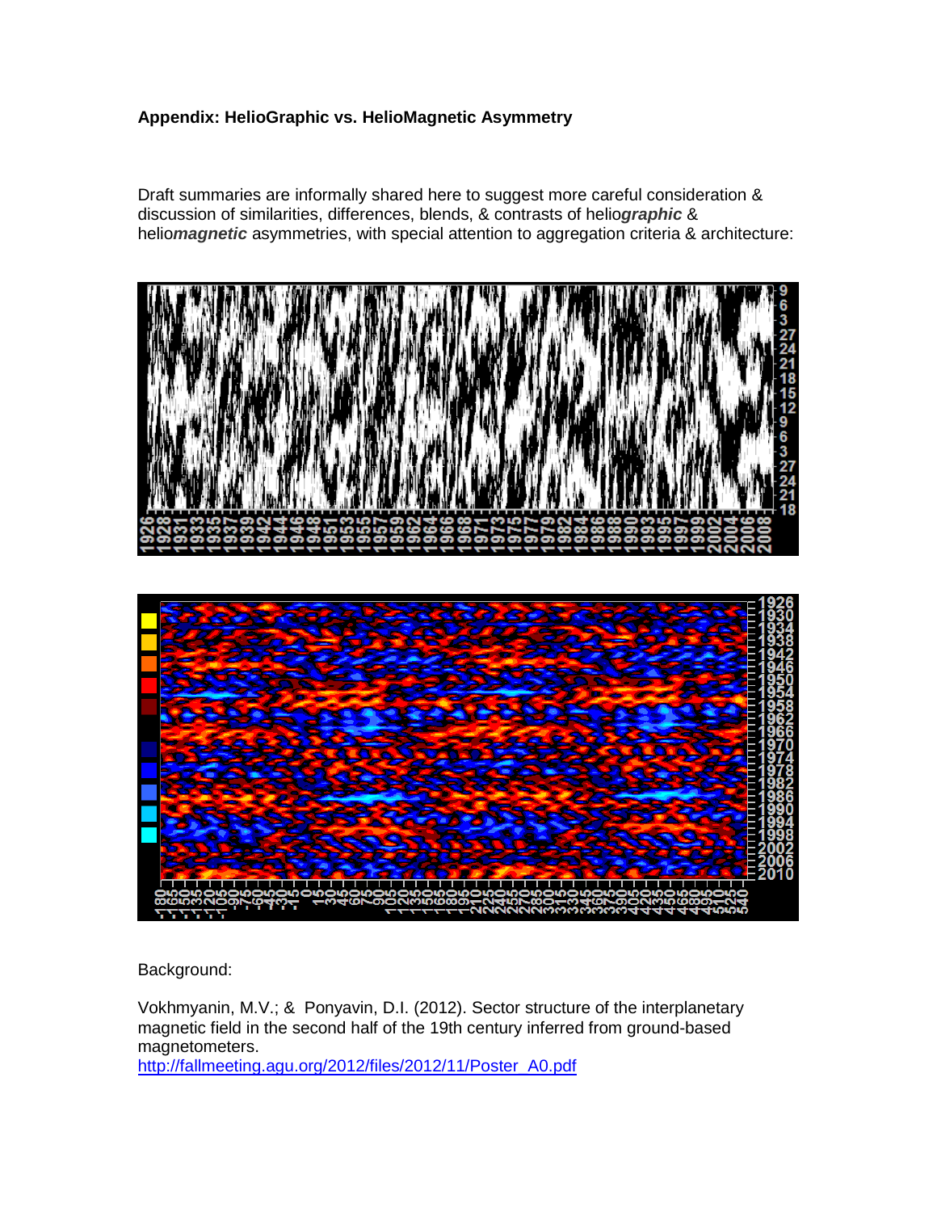**Appendix: HelioGraphic vs. HelioMagnetic Asymmetry**

Draft summaries are informally shared here to suggest more careful consideration & discussion of similarities, differences, blends, & contrasts of helio***graphic*** & helio***magnetic*** asymmetries, with special attention to aggregation criteria & architecture:

Background:

Vokhmyanin, M.V.; & Ponyavin, D.I. (2012). Sector structure of the interplanetary magnetic field in the second half of the 19th century inferred from ground-based magnetometers.
[http://fallmeeting.agu.org/2012/files/2012/11/Poster_A0.pdf](http://fallmeeting.agu.org/2012/files/2012/11/Poster_A0.pdf)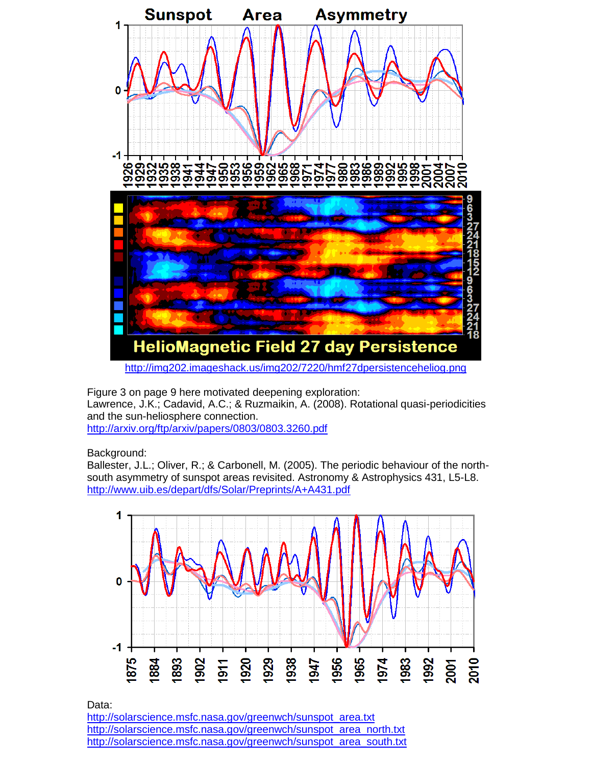Sunspot Area Asymmetry

1
0
-1

1926 1929 1932 1935 1938 1941 1944 1947 1950 1953 1956 1959 1962 1965 1968 1971 1974 1977 1980 1983 1986 1989 1992 1995 1998 2001 2004 2007 2010

9 6 3 27 24 21 18 15 12 9 6 3 27 24 21 18

HelioMagnetic Field 27 day Persistence

http://img202.imageshack.us/img202/7220/hmf27dpersistenceheliog.png

Figure 3 on page 9 here motivated deepening exploration:
Lawrence, J.K.; Cadavid, A.C.; & Ruzmaikin, A. (2008). Rotational quasi-periodicities and the sun-heliosphere connection.
http://arxiv.org/ftp/arxiv/papers/0803/0803.3260.pdf

Background:
Ballester, J.L.; Oliver, R.; & Carbonell, M. (2005). The periodic behaviour of the north-south asymmetry of sunspot areas revisited. Astronomy & Astrophysics 431, L5-L8.
http://www.uib.es/depart/dfs/Solar/Preprints/A+A431.pdf

1
0
-1

1875 1884 1893 1902 1911 1920 1929 1938 1947 1956 1965 1974 1983 1992 2001 2010

Data:
http://solarscience.msfc.nasa.gov/greenwch/sunspot_area.txt
http://solarscience.msfc.nasa.gov/greenwch/sunspot_area_north.txt
http://solarscience.msfc.nasa.gov/greenwch/sunspot_area_south.txt